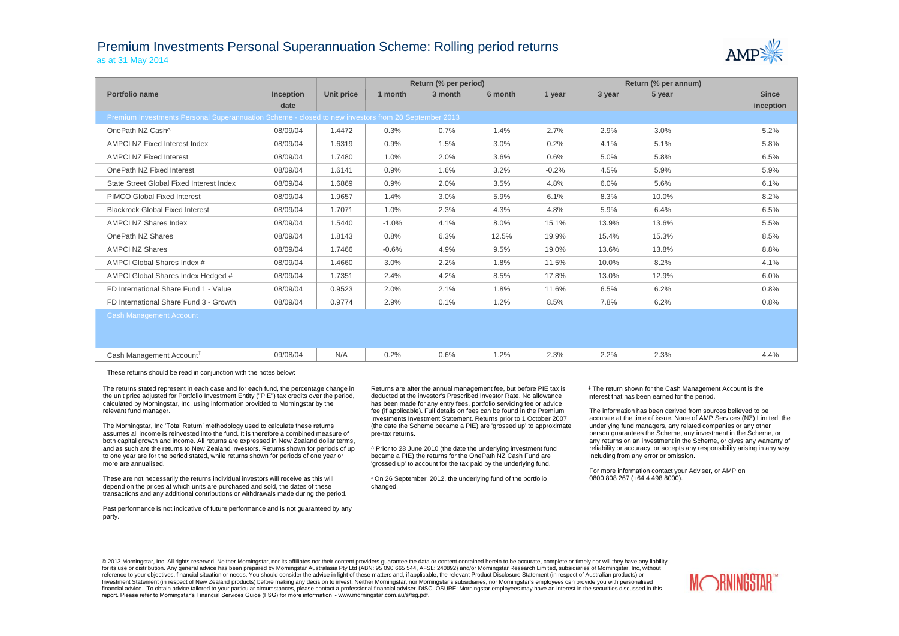# Premium Investments Personal Superannuation Scheme: Rolling period returns

as at 31 May 2014

| Portfolio name | Inception date | Unit price | Return (% per period) | | | Return (% per annum) | | | |
|---|---|---|---|---|---|---|---|---|---|
| | | | 1 month | 3 month | 6 month | 1 year | 3 year | 5 year | Since inception |
| Premium Investments Personal Superannuation Scheme - closed to new investors from 20 September 2013 | | | | | | | | | |
| OnePath NZ Cash^ | 08/09/04 | 1.4472 | 0.3% | 0.7% | 1.4% | 2.7% | 2.9% | 3.0% | 5.2% |
| AMPCI NZ Fixed Interest Index | 08/09/04 | 1.6319 | 0.9% | 1.5% | 3.0% | 0.2% | 4.1% | 5.1% | 5.8% |
| AMPCI NZ Fixed Interest | 08/09/04 | 1.7480 | 1.0% | 2.0% | 3.6% | 0.6% | 5.0% | 5.8% | 6.5% |
| OnePath NZ Fixed Interest | 08/09/04 | 1.6141 | 0.9% | 1.6% | 3.2% | -0.2% | 4.5% | 5.9% | 5.9% |
| State Street Global Fixed Interest Index | 08/09/04 | 1.6869 | 0.9% | 2.0% | 3.5% | 4.8% | 6.0% | 5.6% | 6.1% |
| PIMCO Global Fixed Interest | 08/09/04 | 1.9657 | 1.4% | 3.0% | 5.9% | 6.1% | 8.3% | 10.0% | 8.2% |
| Blackrock Global Fixed Interest | 08/09/04 | 1.7071 | 1.0% | 2.3% | 4.3% | 4.8% | 5.9% | 6.4% | 6.5% |
| AMPCI NZ Shares Index | 08/09/04 | 1.5440 | -1.0% | 4.1% | 8.0% | 15.1% | 13.9% | 13.6% | 5.5% |
| OnePath NZ Shares | 08/09/04 | 1.8143 | 0.8% | 6.3% | 12.5% | 19.9% | 15.4% | 15.3% | 8.5% |
| AMPCI NZ Shares | 08/09/04 | 1.7466 | -0.6% | 4.9% | 9.5% | 19.0% | 13.6% | 13.8% | 8.8% |
| AMPCI Global Shares Index # | 08/09/04 | 1.4660 | 3.0% | 2.2% | 1.8% | 11.5% | 10.0% | 8.2% | 4.1% |
| AMPCI Global Shares Index Hedged # | 08/09/04 | 1.7351 | 2.4% | 4.2% | 8.5% | 17.8% | 13.0% | 12.9% | 6.0% |
| FD International Share Fund 1 - Value | 08/09/04 | 0.9523 | 2.0% | 2.1% | 1.8% | 11.6% | 6.5% | 6.2% | 0.8% |
| FD International Share Fund 3 - Growth | 08/09/04 | 0.9774 | 2.9% | 0.1% | 1.2% | 8.5% | 7.8% | 6.2% | 0.8% |
| Cash Management Account | | | | | | | | | |
| Cash Management Account‡ | 09/08/04 | N/A | 0.2% | 0.6% | 1.2% | 2.3% | 2.2% | 2.3% | 4.4% |

These returns should be read in conjunction with the notes below:

The returns stated represent in each case and for each fund, the percentage change in the unit price adjusted for Portfolio Investment Entity ("PIE") tax credits over the period, calculated by Morningstar, Inc, using information provided to Morningstar by the relevant fund manager.

The Morningstar, Inc 'Total Return' methodology used to calculate these returns assumes all income is reinvested into the fund. It is therefore a combined measure of both capital growth and income. All returns are expressed in New Zealand dollar terms, and as such are the returns to New Zealand investors. Returns shown for periods of up to one year are for the period stated, while returns shown for periods of one year or more are annualised.

These are not necessarily the returns individual investors will receive as this will depend on the prices at which units are purchased and sold, the dates of these transactions and any additional contributions or withdrawals made during the period.

Past performance is not indicative of future performance and is not guaranteed by any party.

Returns are after the annual management fee, but before PIE tax is deducted at the investor's Prescribed Investor Rate. No allowance has been made for any entry fees, portfolio servicing fee or advice fee (if applicable). Full details on fees can be found in the Premium Investments Investment Statement. Returns prior to 1 October 2007 (the date the Scheme became a PIE) are 'grossed up' to approximate pre-tax returns.

^ Prior to 28 June 2010 (the date the underlying investment fund became a PIE) the returns for the OnePath NZ Cash Fund are 'grossed up' to account for the tax paid by the underlying fund.

# On 26 September 2012, the underlying fund of the portfolio changed.

‡ The return shown for the Cash Management Account is the interest that has been earned for the period.

The information has been derived from sources believed to be accurate at the time of issue. None of AMP Services (NZ) Limited, the underlying fund managers, any related companies or any other person guarantees the Scheme, any investment in the Scheme, or any returns on an investment in the Scheme, or gives any warranty of reliability or accuracy, or accepts any responsibility arising in any way including from any error or omission.

For more information contact your Adviser, or AMP on 0800 808 267 (+64 4 498 8000).

© 2013 Morningstar, Inc. All rights reserved. Neither Morningstar, nor its affiliates nor their content providers guarantee the data or content contained herein to be accurate, complete or timely nor will they have any liability for its use or distribution. Any general advice has been prepared by Morningstar Australasia Pty Ltd (ABN: 95 090 665 544, AFSL: 240892) and/or Morningstar Research Limited, subsidiaries of Morningstar, Inc, without reference to your objectives, financial situation or needs. You should consider the advice in light of these matters and, if applicable, the relevant Product Disclosure Statement (in respect of Australian products) or Investment Statement (in respect of New Zealand products) before making any decision to invest. Neither Morningstar, nor Morningstar's subsidiaries, nor Morningstar's employees can provide you with personalised financial advice. To obtain advice tailored to your particular circumstances, please contact a professional financial adviser. DISCLOSURE: Morningstar employees may have an interest in the securities discussed in this report. Please refer to Morningstar's Financial Services Guide (FSG) for more information - www.morningstar.com.au/s/fsg.pdf.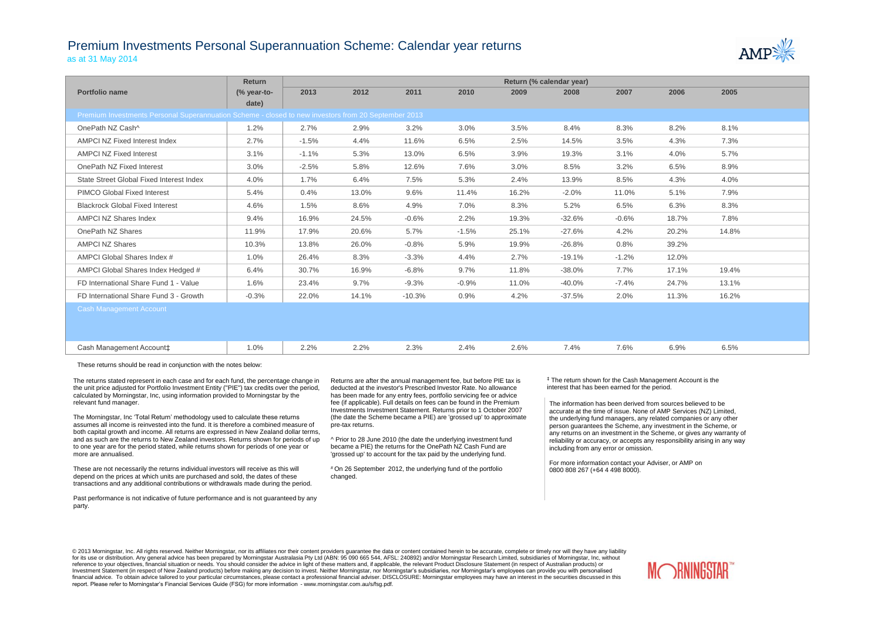# Premium Investments Personal Superannuation Scheme: Calendar year returns

as at 31 May 2014

| Portfolio name | Return (% year-to-date) | Return (% calendar year) | | | | | | | | |
|---|---|---|---|---|---|---|---|---|---|---|
| | | 2013 | 2012 | 2011 | 2010 | 2009 | 2008 | 2007 | 2006 | 2005 |
| Premium Investments Personal Superannuation Scheme - closed to new investors from 20 September 2013 | | | | | | | | | | |
| OnePath NZ Cash^ | 1.2% | 2.7% | 2.9% | 3.2% | 3.0% | 3.5% | 8.4% | 8.3% | 8.2% | 8.1% |
| AMPCI NZ Fixed Interest Index | 2.7% | -1.5% | 4.4% | 11.6% | 6.5% | 2.5% | 14.5% | 3.5% | 4.3% | 7.3% |
| AMPCI NZ Fixed Interest | 3.1% | -1.1% | 5.3% | 13.0% | 6.5% | 3.9% | 19.3% | 3.1% | 4.0% | 5.7% |
| OnePath NZ Fixed Interest | 3.0% | -2.5% | 5.8% | 12.6% | 7.6% | 3.0% | 8.5% | 3.2% | 6.5% | 8.9% |
| State Street Global Fixed Interest Index | 4.0% | 1.7% | 6.4% | 7.5% | 5.3% | 2.4% | 13.9% | 8.5% | 4.3% | 4.0% |
| PIMCO Global Fixed Interest | 5.4% | 0.4% | 13.0% | 9.6% | 11.4% | 16.2% | -2.0% | 11.0% | 5.1% | 7.9% |
| Blackrock Global Fixed Interest | 4.6% | 1.5% | 8.6% | 4.9% | 7.0% | 8.3% | 5.2% | 6.5% | 6.3% | 8.3% |
| AMPCI NZ Shares Index | 9.4% | 16.9% | 24.5% | -0.6% | 2.2% | 19.3% | -32.6% | -0.6% | 18.7% | 7.8% |
| OnePath NZ Shares | 11.9% | 17.9% | 20.6% | 5.7% | -1.5% | 25.1% | -27.6% | 4.2% | 20.2% | 14.8% |
| AMPCI NZ Shares | 10.3% | 13.8% | 26.0% | -0.8% | 5.9% | 19.9% | -26.8% | 0.8% | 39.2% | |
| AMPCI Global Shares Index # | 1.0% | 26.4% | 8.3% | -3.3% | 4.4% | 2.7% | -19.1% | -1.2% | 12.0% | |
| AMPCI Global Shares Index Hedged # | 6.4% | 30.7% | 16.9% | -6.8% | 9.7% | 11.8% | -38.0% | 7.7% | 17.1% | 19.4% |
| FD International Share Fund 1 - Value | 1.6% | 23.4% | 9.7% | -9.3% | -0.9% | 11.0% | -40.0% | -7.4% | 24.7% | 13.1% |
| FD International Share Fund 3 - Growth | -0.3% | 22.0% | 14.1% | -10.3% | 0.9% | 4.2% | -37.5% | 2.0% | 11.3% | 16.2% |
| Cash Management Account | | | | | | | | | | |
| Cash Management Account‡ | 1.0% | 2.2% | 2.2% | 2.3% | 2.4% | 2.6% | 7.4% | 7.6% | 6.9% | 6.5% |

These returns should be read in conjunction with the notes below:

The returns stated represent in each case and for each fund, the percentage change in the unit price adjusted for Portfolio Investment Entity ("PIE") tax credits over the period, calculated by Morningstar, Inc, using information provided to Morningstar by the relevant fund manager.

The Morningstar, Inc 'Total Return' methodology used to calculate these returns assumes all income is reinvested into the fund. It is therefore a combined measure of both capital growth and income. All returns are expressed in New Zealand dollar terms, and as such are the returns to New Zealand investors. Returns shown for periods of up to one year are for the period stated, while returns shown for periods of one year or more are annualised.

These are not necessarily the returns individual investors will receive as this will depend on the prices at which units are purchased and sold, the dates of these transactions and any additional contributions or withdrawals made during the period.

Past performance is not indicative of future performance and is not guaranteed by any party.

Returns are after the annual management fee, but before PIE tax is deducted at the investor's Prescribed Investor Rate. No allowance has been made for any entry fees, portfolio servicing fee or advice fee (if applicable). Full details on fees can be found in the Premium Investments Investment Statement. Returns prior to 1 October 2007 (the date the Scheme became a PIE) are 'grossed up' to approximate pre-tax returns.

^ Prior to 28 June 2010 (the date the underlying investment fund became a PIE) the returns for the OnePath NZ Cash Fund are 'grossed up' to account for the tax paid by the underlying fund.

# On 26 September 2012, the underlying fund of the portfolio changed.

‡ The return shown for the Cash Management Account is the interest that has been earned for the period.

The information has been derived from sources believed to be accurate at the time of issue. None of AMP Services (NZ) Limited, the underlying fund managers, any related companies or any other person guarantees the Scheme, any investment in the Scheme, or any returns on an investment in the Scheme, or gives any warranty of reliability or accuracy, or accepts any responsibility arising in any way including from any error or omission.

For more information contact your Adviser, or AMP on 0800 808 267 (+64 4 498 8000).

© 2013 Morningstar, Inc. All rights reserved. Neither Morningstar, nor its affiliates nor their content providers guarantee the data or content contained herein to be accurate, complete or timely nor will they have any liability for its use or distribution. Any general advice has been prepared by Morningstar Australasia Pty Ltd (ABN: 95 090 665 544, AFSL: 240892) and/or Morningstar Research Limited, subsidiaries of Morningstar, Inc, without reference to your objectives, financial situation or needs. You should consider the advice in light of these matters and, if applicable, the relevant Product Disclosure Statement (in respect of Australian products) or Investment Statement (in respect of New Zealand products) before making any decision to invest. Neither Morningstar, nor Morningstar's subsidiaries, nor Morningstar's employees can provide you with personalised financial advice. To obtain advice tailored to your particular circumstances, please contact a professional financial adviser. DISCLOSURE: Morningstar employees may have an interest in the securities discussed in this report. Please refer to Morningstar's Financial Services Guide (FSG) for more information - www.morningstar.com.au/s/fsg.pdf.